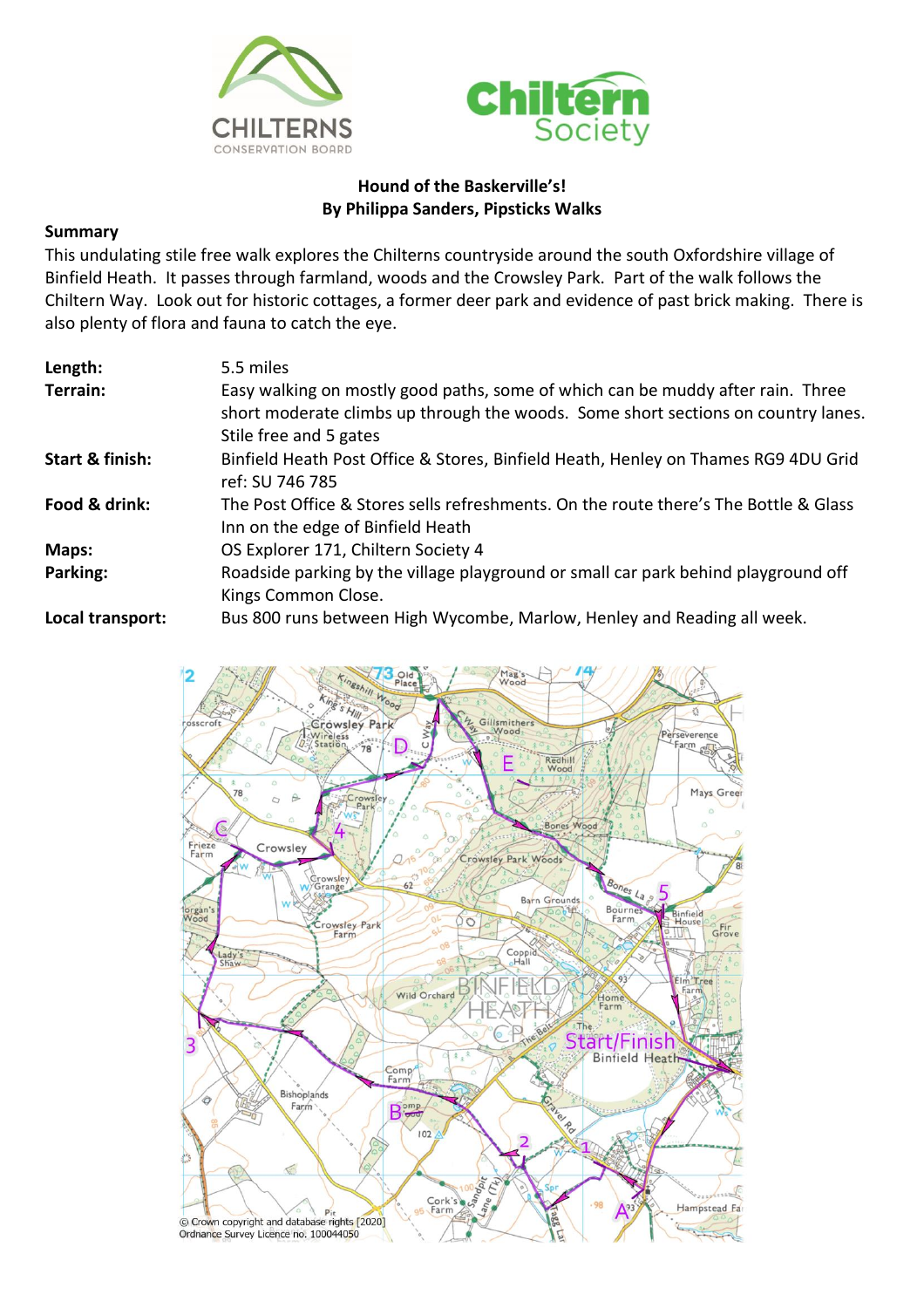**Hound of the Baskerville's!**
**By Philippa Sanders, Pipsticks Walks**

**Summary**

This undulating stile free walk explores the Chilterns countryside around the south Oxfordshire village of Binfield Heath. It passes through farmland, woods and the Crowsley Park. Part of the walk follows the Chiltern Way. Look out for historic cottages, a former deer park and evidence of past brick making. There is also plenty of flora and fauna to catch the eye.

| | |
|---|---|
| **Length:** | 5.5 miles |
| **Terrain:** | Easy walking on mostly good paths, some of which can be muddy after rain. Three short moderate climbs up through the woods. Some short sections on country lanes. Stile free and 5 gates |
| **Start & finish:** | Binfield Heath Post Office & Stores, Binfield Heath, Henley on Thames RG9 4DU Grid ref: SU 746 785 |
| **Food & drink:** | The Post Office & Stores sells refreshments. On the route there's The Bottle & Glass Inn on the edge of Binfield Heath |
| **Maps:** | OS Explorer 171, Chiltern Society 4 |
| **Parking:** | Roadside parking by the village playground or small car park behind playground off Kings Common Close. |
| **Local transport:** | Bus 800 runs between High Wycombe, Marlow, Henley and Reading all week. |

© Crown copyright and database rights [2020] Ordnance Survey Licence no. 100044050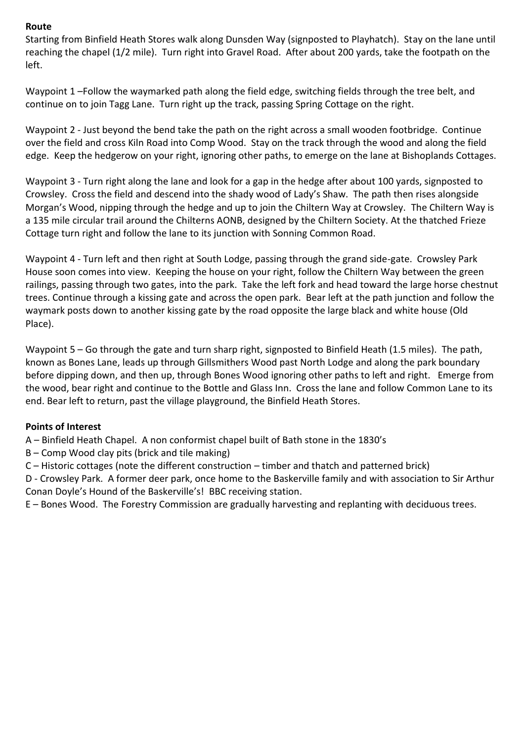**Route**

Starting from Binfield Heath Stores walk along Dunsden Way (signposted to Playhatch). Stay on the lane until reaching the chapel (1/2 mile). Turn right into Gravel Road. After about 200 yards, take the footpath on the left.

Waypoint 1 –Follow the waymarked path along the field edge, switching fields through the tree belt, and continue on to join Tagg Lane. Turn right up the track, passing Spring Cottage on the right.

Waypoint 2 - Just beyond the bend take the path on the right across a small wooden footbridge. Continue over the field and cross Kiln Road into Comp Wood. Stay on the track through the wood and along the field edge. Keep the hedgerow on your right, ignoring other paths, to emerge on the lane at Bishoplands Cottages.

Waypoint 3 - Turn right along the lane and look for a gap in the hedge after about 100 yards, signposted to Crowsley. Cross the field and descend into the shady wood of Lady's Shaw. The path then rises alongside Morgan's Wood, nipping through the hedge and up to join the Chiltern Way at Crowsley. The Chiltern Way is a 135 mile circular trail around the Chilterns AONB, designed by the Chiltern Society. At the thatched Frieze Cottage turn right and follow the lane to its junction with Sonning Common Road.

Waypoint 4 - Turn left and then right at South Lodge, passing through the grand side-gate. Crowsley Park House soon comes into view. Keeping the house on your right, follow the Chiltern Way between the green railings, passing through two gates, into the park. Take the left fork and head toward the large horse chestnut trees. Continue through a kissing gate and across the open park. Bear left at the path junction and follow the waymark posts down to another kissing gate by the road opposite the large black and white house (Old Place).

Waypoint 5 – Go through the gate and turn sharp right, signposted to Binfield Heath (1.5 miles). The path, known as Bones Lane, leads up through Gillsmithers Wood past North Lodge and along the park boundary before dipping down, and then up, through Bones Wood ignoring other paths to left and right. Emerge from the wood, bear right and continue to the Bottle and Glass Inn. Cross the lane and follow Common Lane to its end. Bear left to return, past the village playground, the Binfield Heath Stores.

**Points of Interest**

A – Binfield Heath Chapel. A non conformist chapel built of Bath stone in the 1830's
B – Comp Wood clay pits (brick and tile making)
C – Historic cottages (note the different construction – timber and thatch and patterned brick)
D - Crowsley Park. A former deer park, once home to the Baskerville family and with association to Sir Arthur Conan Doyle's Hound of the Baskerville's! BBC receiving station.
E – Bones Wood. The Forestry Commission are gradually harvesting and replanting with deciduous trees.